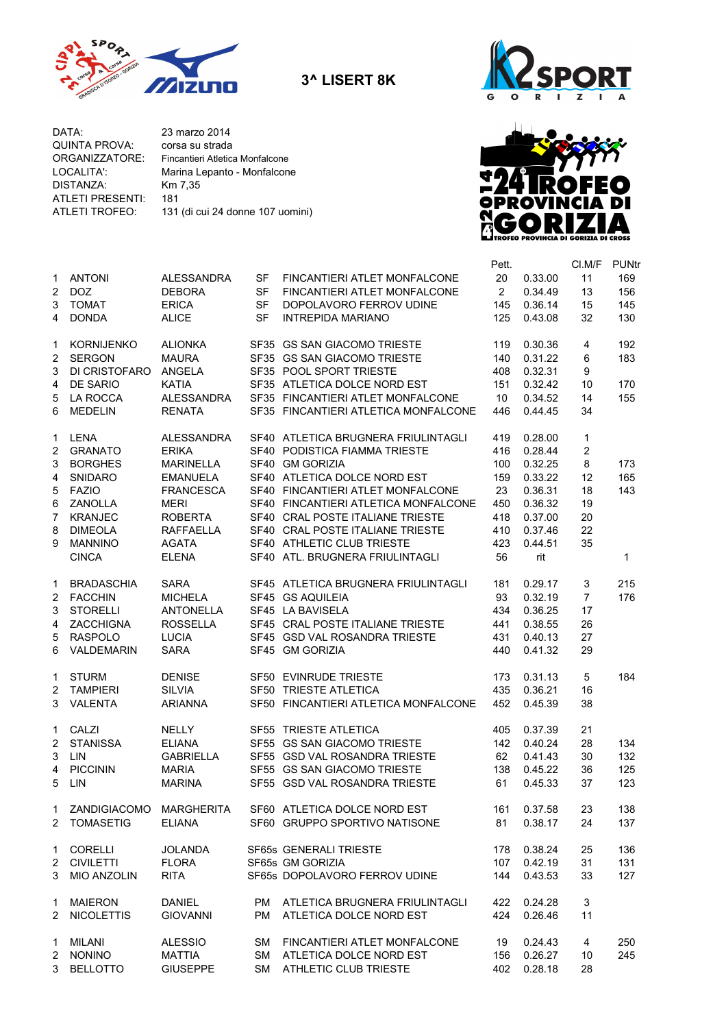# 3^ LISERT 8K

| | |
|---|---|
| DATA: | 23 marzo 2014 |
| QUINTA PROVA: | corsa su strada |
| ORGANIZZATORE: | Fincantieri Atletica Monfalcone |
| LOCALITA': | Marina Lepanto - Monfalcone |
| DISTANZA: | Km 7,35 |
| ATLETI PRESENTI: | 181 |
| ATLETI TROFEO: | 131 (di cui 24 donne 107 uomini) |

| | | | | | Pett. | | Cl.M/F | PUNtr |
|---|---|---|---|---|---|---|---|---|
| 1 | ANTONI | ALESSANDRA | SF | FINCANTIERI ATLET MONFALCONE | 20 | 0.33.00 | 11 | 169 |
| 2 | DOZ | DEBORA | SF | FINCANTIERI ATLET MONFALCONE | 2 | 0.34.49 | 13 | 156 |
| 3 | TOMAT | ERICA | SF | DOPOLAVORO FERROV UDINE | 145 | 0.36.14 | 15 | 145 |
| 4 | DONDA | ALICE | SF | INTREPIDA MARIANO | 125 | 0.43.08 | 32 | 130 |
| | | | | | | | | |
| 1 | KORNIJENKO | ALIONKA | SF35 | GS SAN GIACOMO TRIESTE | 119 | 0.30.36 | 4 | 192 |
| 2 | SERGON | MAURA | SF35 | GS SAN GIACOMO TRIESTE | 140 | 0.31.22 | 6 | 183 |
| 3 | DI CRISTOFARO | ANGELA | SF35 | POOL SPORT TRIESTE | 408 | 0.32.31 | 9 | |
| 4 | DE SARIO | KATIA | SF35 | ATLETICA DOLCE NORD EST | 151 | 0.32.42 | 10 | 170 |
| 5 | LA ROCCA | ALESSANDRA | SF35 | FINCANTIERI ATLET MONFALCONE | 10 | 0.34.52 | 14 | 155 |
| 6 | MEDELIN | RENATA | SF35 | FINCANTIERI ATLETICA MONFALCONE | 446 | 0.44.45 | 34 | |
| | | | | | | | | |
| 1 | LENA | ALESSANDRA | SF40 | ATLETICA BRUGNERA FRIULINTAGLI | 419 | 0.28.00 | 1 | |
| 2 | GRANATO | ERIKA | SF40 | PODISTICA FIAMMA TRIESTE | 416 | 0.28.44 | 2 | |
| 3 | BORGHES | MARINELLA | SF40 | GM GORIZIA | 100 | 0.32.25 | 8 | 173 |
| 4 | SNIDARO | EMANUELA | SF40 | ATLETICA DOLCE NORD EST | 159 | 0.33.22 | 12 | 165 |
| 5 | FAZIO | FRANCESCA | SF40 | FINCANTIERI ATLET MONFALCONE | 23 | 0.36.31 | 18 | 143 |
| 6 | ZANOLLA | MERI | SF40 | FINCANTIERI ATLETICA MONFALCONE | 450 | 0.36.32 | 19 | |
| 7 | KRANJEC | ROBERTA | SF40 | CRAL POSTE ITALIANE TRIESTE | 418 | 0.37.00 | 20 | |
| 8 | DIMEOLA | RAFFAELLA | SF40 | CRAL POSTE ITALIANE TRIESTE | 410 | 0.37.46 | 22 | |
| 9 | MANNINO | AGATA | SF40 | ATHLETIC CLUB TRIESTE | 423 | 0.44.51 | 35 | |
| | CINCA | ELENA | SF40 | ATL. BRUGNERA FRIULINTAGLI | 56 | rit | | 1 |
| | | | | | | | | |
| 1 | BRADASCHIA | SARA | SF45 | ATLETICA BRUGNERA FRIULINTAGLI | 181 | 0.29.17 | 3 | 215 |
| 2 | FACCHIN | MICHELA | SF45 | GS AQUILEIA | 93 | 0.32.19 | 7 | 176 |
| 3 | STORELLI | ANTONELLA | SF45 | LA BAVISELA | 434 | 0.36.25 | 17 | |
| 4 | ZACCHIGNA | ROSSELLA | SF45 | CRAL POSTE ITALIANE TRIESTE | 441 | 0.38.55 | 26 | |
| 5 | RASPOLO | LUCIA | SF45 | GSD VAL ROSANDRA TRIESTE | 431 | 0.40.13 | 27 | |
| 6 | VALDEMARIN | SARA | SF45 | GM GORIZIA | 440 | 0.41.32 | 29 | |
| | | | | | | | | |
| 1 | STURM | DENISE | SF50 | EVINRUDE TRIESTE | 173 | 0.31.13 | 5 | 184 |
| 2 | TAMPIERI | SILVIA | SF50 | TRIESTE ATLETICA | 435 | 0.36.21 | 16 | |
| 3 | VALENTA | ARIANNA | SF50 | FINCANTIERI ATLETICA MONFALCONE | 452 | 0.45.39 | 38 | |
| | | | | | | | | |
| 1 | CALZI | NELLY | SF55 | TRIESTE ATLETICA | 405 | 0.37.39 | 21 | |
| 2 | STANISSA | ELIANA | SF55 | GS SAN GIACOMO TRIESTE | 142 | 0.40.24 | 28 | 134 |
| 3 | LIN | GABRIELLA | SF55 | GSD VAL ROSANDRA TRIESTE | 62 | 0.41.43 | 30 | 132 |
| 4 | PICCININ | MARIA | SF55 | GS SAN GIACOMO TRIESTE | 138 | 0.45.22 | 36 | 125 |
| 5 | LIN | MARINA | SF55 | GSD VAL ROSANDRA TRIESTE | 61 | 0.45.33 | 37 | 123 |
| | | | | | | | | |
| 1 | ZANDIGIACOMO | MARGHERITA | SF60 | ATLETICA DOLCE NORD EST | 161 | 0.37.58 | 23 | 138 |
| 2 | TOMASETIG | ELIANA | SF60 | GRUPPO SPORTIVO NATISONE | 81 | 0.38.17 | 24 | 137 |
| | | | | | | | | |
| 1 | CORELLI | JOLANDA | SF65s | GENERALI TRIESTE | 178 | 0.38.24 | 25 | 136 |
| 2 | CIVILETTI | FLORA | SF65s | GM GORIZIA | 107 | 0.42.19 | 31 | 131 |
| 3 | MIO ANZOLIN | RITA | SF65s | DOPOLAVORO FERROV UDINE | 144 | 0.43.53 | 33 | 127 |
| | | | | | | | | |
| 1 | MAIERON | DANIEL | PM | ATLETICA BRUGNERA FRIULINTAGLI | 422 | 0.24.28 | 3 | |
| 2 | NICOLETTIS | GIOVANNI | PM | ATLETICA DOLCE NORD EST | 424 | 0.26.46 | 11 | |
| | | | | | | | | |
| 1 | MILANI | ALESSIO | SM | FINCANTIERI ATLET MONFALCONE | 19 | 0.24.43 | 4 | 250 |
| 2 | NONINO | MATTIA | SM | ATLETICA DOLCE NORD EST | 156 | 0.26.27 | 10 | 245 |
| 3 | BELLOTTO | GIUSEPPE | SM | ATHLETIC CLUB TRIESTE | 402 | 0.28.18 | 28 | |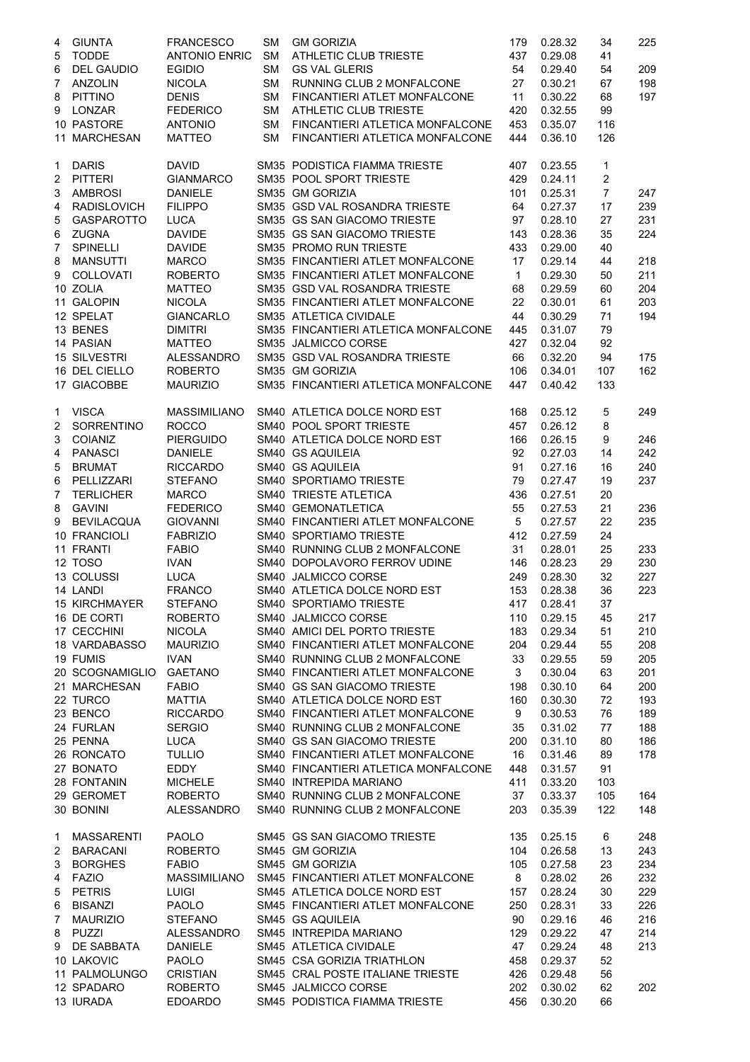| | | | | | | | | |
|---|---|---|---|---|---|---|---|---|
| 4 | GIUNTA | FRANCESCO | SM | GM GORIZIA | 179 | 0.28.32 | 34 | 225 |
| 5 | TODDE | ANTONIO ENRIC | SM | ATHLETIC CLUB TRIESTE | 437 | 0.29.08 | 41 | |
| 6 | DEL GAUDIO | EGIDIO | SM | GS VAL GLERIS | 54 | 0.29.40 | 54 | 209 |
| 7 | ANZOLIN | NICOLA | SM | RUNNING CLUB 2 MONFALCONE | 27 | 0.30.21 | 67 | 198 |
| 8 | PITTINO | DENIS | SM | FINCANTIERI ATLET MONFALCONE | 11 | 0.30.22 | 68 | 197 |
| 9 | LONZAR | FEDERICO | SM | ATHLETIC CLUB TRIESTE | 420 | 0.32.55 | 99 | |
| 10 | PASTORE | ANTONIO | SM | FINCANTIERI ATLETICA MONFALCONE | 453 | 0.35.07 | 116 | |
| 11 | MARCHESAN | MATTEO | SM | FINCANTIERI ATLETICA MONFALCONE | 444 | 0.36.10 | 126 | |
| | | | | | | | | |
| 1 | DARIS | DAVID | SM35 | PODISTICA FIAMMA TRIESTE | 407 | 0.23.55 | 1 | |
| 2 | PITTERI | GIANMARCO | SM35 | POOL SPORT TRIESTE | 429 | 0.24.11 | 2 | |
| 3 | AMBROSI | DANIELE | SM35 | GM GORIZIA | 101 | 0.25.31 | 7 | 247 |
| 4 | RADISLOVICH | FILIPPO | SM35 | GSD VAL ROSANDRA TRIESTE | 64 | 0.27.37 | 17 | 239 |
| 5 | GASPAROTTO | LUCA | SM35 | GS SAN GIACOMO TRIESTE | 97 | 0.28.10 | 27 | 231 |
| 6 | ZUGNA | DAVIDE | SM35 | GS SAN GIACOMO TRIESTE | 143 | 0.28.36 | 35 | 224 |
| 7 | SPINELLI | DAVIDE | SM35 | PROMO RUN TRIESTE | 433 | 0.29.00 | 40 | |
| 8 | MANSUTTI | MARCO | SM35 | FINCANTIERI ATLET MONFALCONE | 17 | 0.29.14 | 44 | 218 |
| 9 | COLLOVATI | ROBERTO | SM35 | FINCANTIERI ATLET MONFALCONE | 1 | 0.29.30 | 50 | 211 |
| 10 | ZOLIA | MATTEO | SM35 | GSD VAL ROSANDRA TRIESTE | 68 | 0.29.59 | 60 | 204 |
| 11 | GALOPIN | NICOLA | SM35 | FINCANTIERI ATLET MONFALCONE | 22 | 0.30.01 | 61 | 203 |
| 12 | SPELAT | GIANCARLO | SM35 | ATLETICA CIVIDALE | 44 | 0.30.29 | 71 | 194 |
| 13 | BENES | DIMITRI | SM35 | FINCANTIERI ATLETICA MONFALCONE | 445 | 0.31.07 | 79 | |
| 14 | PASIAN | MATTEO | SM35 | JALMICCO CORSE | 427 | 0.32.04 | 92 | |
| 15 | SILVESTRI | ALESSANDRO | SM35 | GSD VAL ROSANDRA TRIESTE | 66 | 0.32.20 | 94 | 175 |
| 16 | DEL CIELLO | ROBERTO | SM35 | GM GORIZIA | 106 | 0.34.01 | 107 | 162 |
| 17 | GIACOBBE | MAURIZIO | SM35 | FINCANTIERI ATLETICA MONFALCONE | 447 | 0.40.42 | 133 | |
| | | | | | | | | |
| 1 | VISCA | MASSIMILIANO | SM40 | ATLETICA DOLCE NORD EST | 168 | 0.25.12 | 5 | 249 |
| 2 | SORRENTINO | ROCCO | SM40 | POOL SPORT TRIESTE | 457 | 0.26.12 | 8 | |
| 3 | COIANIZ | PIERGUIDO | SM40 | ATLETICA DOLCE NORD EST | 166 | 0.26.15 | 9 | 246 |
| 4 | PANASCI | DANIELE | SM40 | GS AQUILEIA | 92 | 0.27.03 | 14 | 242 |
| 5 | BRUMAT | RICCARDO | SM40 | GS AQUILEIA | 91 | 0.27.16 | 16 | 240 |
| 6 | PELLIZZARI | STEFANO | SM40 | SPORTIAMO TRIESTE | 79 | 0.27.47 | 19 | 237 |
| 7 | TERLICHER | MARCO | SM40 | TRIESTE ATLETICA | 436 | 0.27.51 | 20 | |
| 8 | GAVINI | FEDERICO | SM40 | GEMONATLETICA | 55 | 0.27.53 | 21 | 236 |
| 9 | BEVILACQUA | GIOVANNI | SM40 | FINCANTIERI ATLET MONFALCONE | 5 | 0.27.57 | 22 | 235 |
| 10 | FRANCIOLI | FABRIZIO | SM40 | SPORTIAMO TRIESTE | 412 | 0.27.59 | 24 | |
| 11 | FRANTI | FABIO | SM40 | RUNNING CLUB 2 MONFALCONE | 31 | 0.28.01 | 25 | 233 |
| 12 | TOSO | IVAN | SM40 | DOPOLAVORO FERROV UDINE | 146 | 0.28.23 | 29 | 230 |
| 13 | COLUSSI | LUCA | SM40 | JALMICCO CORSE | 249 | 0.28.30 | 32 | 227 |
| 14 | LANDI | FRANCO | SM40 | ATLETICA DOLCE NORD EST | 153 | 0.28.38 | 36 | 223 |
| 15 | KIRCHMAYER | STEFANO | SM40 | SPORTIAMO TRIESTE | 417 | 0.28.41 | 37 | |
| 16 | DE CORTI | ROBERTO | SM40 | JALMICCO CORSE | 110 | 0.29.15 | 45 | 217 |
| 17 | CECCHINI | NICOLA | SM40 | AMICI DEL PORTO TRIESTE | 183 | 0.29.34 | 51 | 210 |
| 18 | VARDABASSO | MAURIZIO | SM40 | FINCANTIERI ATLET MONFALCONE | 204 | 0.29.44 | 55 | 208 |
| 19 | FUMIS | IVAN | SM40 | RUNNING CLUB 2 MONFALCONE | 33 | 0.29.55 | 59 | 205 |
| 20 | SCOGNAMIGLIO | GAETANO | SM40 | FINCANTIERI ATLET MONFALCONE | 3 | 0.30.04 | 63 | 201 |
| 21 | MARCHESAN | FABIO | SM40 | GS SAN GIACOMO TRIESTE | 198 | 0.30.10 | 64 | 200 |
| 22 | TURCO | MATTIA | SM40 | ATLETICA DOLCE NORD EST | 160 | 0.30.30 | 72 | 193 |
| 23 | BENCO | RICCARDO | SM40 | FINCANTIERI ATLET MONFALCONE | 9 | 0.30.53 | 76 | 189 |
| 24 | FURLAN | SERGIO | SM40 | RUNNING CLUB 2 MONFALCONE | 35 | 0.31.02 | 77 | 188 |
| 25 | PENNA | LUCA | SM40 | GS SAN GIACOMO TRIESTE | 200 | 0.31.10 | 80 | 186 |
| 26 | RONCATO | TULLIO | SM40 | FINCANTIERI ATLET MONFALCONE | 16 | 0.31.46 | 89 | 178 |
| 27 | BONATO | EDDY | SM40 | FINCANTIERI ATLETICA MONFALCONE | 448 | 0.31.57 | 91 | |
| 28 | FONTANIN | MICHELE | SM40 | INTREPIDA MARIANO | 411 | 0.33.20 | 103 | |
| 29 | GEROMET | ROBERTO | SM40 | RUNNING CLUB 2 MONFALCONE | 37 | 0.33.37 | 105 | 164 |
| 30 | BONINI | ALESSANDRO | SM40 | RUNNING CLUB 2 MONFALCONE | 203 | 0.35.39 | 122 | 148 |
| | | | | | | | | |
| 1 | MASSARENTI | PAOLO | SM45 | GS SAN GIACOMO TRIESTE | 135 | 0.25.15 | 6 | 248 |
| 2 | BARACANI | ROBERTO | SM45 | GM GORIZIA | 104 | 0.26.58 | 13 | 243 |
| 3 | BORGHES | FABIO | SM45 | GM GORIZIA | 105 | 0.27.58 | 23 | 234 |
| 4 | FAZIO | MASSIMILIANO | SM45 | FINCANTIERI ATLET MONFALCONE | 8 | 0.28.02 | 26 | 232 |
| 5 | PETRIS | LUIGI | SM45 | ATLETICA DOLCE NORD EST | 157 | 0.28.24 | 30 | 229 |
| 6 | BISANZI | PAOLO | SM45 | FINCANTIERI ATLET MONFALCONE | 250 | 0.28.31 | 33 | 226 |
| 7 | MAURIZIO | STEFANO | SM45 | GS AQUILEIA | 90 | 0.29.16 | 46 | 216 |
| 8 | PUZZI | ALESSANDRO | SM45 | INTREPIDA MARIANO | 129 | 0.29.22 | 47 | 214 |
| 9 | DE SABBATA | DANIELE | SM45 | ATLETICA CIVIDALE | 47 | 0.29.24 | 48 | 213 |
| 10 | LAKOVIC | PAOLO | SM45 | CSA GORIZIA TRIATHLON | 458 | 0.29.37 | 52 | |
| 11 | PALMOLUNGO | CRISTIAN | SM45 | CRAL POSTE ITALIANE TRIESTE | 426 | 0.29.48 | 56 | |
| 12 | SPADARO | ROBERTO | SM45 | JALMICCO CORSE | 202 | 0.30.02 | 62 | 202 |
| 13 | IURADA | EDOARDO | SM45 | PODISTICA FIAMMA TRIESTE | 456 | 0.30.20 | 66 | |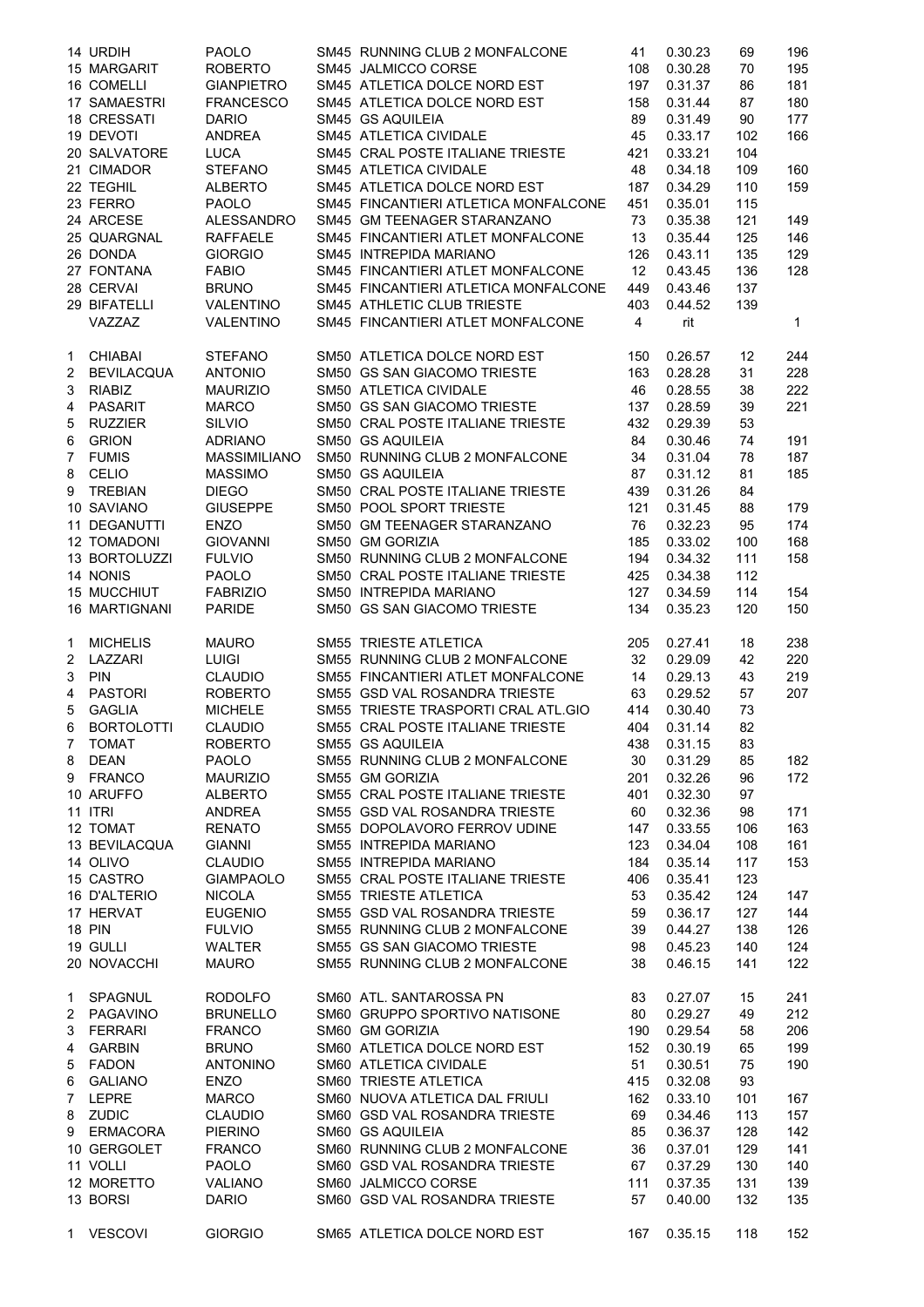| Pos | Cognome | Nome | Cat | Società | Pett. | Tempo | Ass. | Punti |
|---|---|---|---|---|---|---|---|---|
| 14 | URDIH | PAOLO | SM45 | RUNNING CLUB 2 MONFALCONE | 41 | 0.30.23 | 69 | 196 |
| 15 | MARGARIT | ROBERTO | SM45 | JALMICCO CORSE | 108 | 0.30.28 | 70 | 195 |
| 16 | COMELLI | GIANPIETRO | SM45 | ATLETICA DOLCE NORD EST | 197 | 0.31.37 | 86 | 181 |
| 17 | SAMAESTRI | FRANCESCO | SM45 | ATLETICA DOLCE NORD EST | 158 | 0.31.44 | 87 | 180 |
| 18 | CRESSATI | DARIO | SM45 | GS AQUILEIA | 89 | 0.31.49 | 90 | 177 |
| 19 | DEVOTI | ANDREA | SM45 | ATLETICA CIVIDALE | 45 | 0.33.17 | 102 | 166 |
| 20 | SALVATORE | LUCA | SM45 | CRAL POSTE ITALIANE TRIESTE | 421 | 0.33.21 | 104 | |
| 21 | CIMADOR | STEFANO | SM45 | ATLETICA CIVIDALE | 48 | 0.34.18 | 109 | 160 |
| 22 | TEGHIL | ALBERTO | SM45 | ATLETICA DOLCE NORD EST | 187 | 0.34.29 | 110 | 159 |
| 23 | FERRO | PAOLO | SM45 | FINCANTIERI ATLETICA MONFALCONE | 451 | 0.35.01 | 115 | |
| 24 | ARCESE | ALESSANDRO | SM45 | GM TEENAGER STARANZANO | 73 | 0.35.38 | 121 | 149 |
| 25 | QUARGNAL | RAFFAELE | SM45 | FINCANTIERI ATLET MONFALCONE | 13 | 0.35.44 | 125 | 146 |
| 26 | DONDA | GIORGIO | SM45 | INTREPIDA MARIANO | 126 | 0.43.11 | 135 | 129 |
| 27 | FONTANA | FABIO | SM45 | FINCANTIERI ATLET MONFALCONE | 12 | 0.43.45 | 136 | 128 |
| 28 | CERVAI | BRUNO | SM45 | FINCANTIERI ATLETICA MONFALCONE | 449 | 0.43.46 | 137 | |
| 29 | BIFATELLI | VALENTINO | SM45 | ATHLETIC CLUB TRIESTE | 403 | 0.44.52 | 139 | |
| | VAZZAZ | VALENTINO | SM45 | FINCANTIERI ATLET MONFALCONE | 4 | rit | | 1 |
| | | | | | | | | |
| 1 | CHIABAI | STEFANO | SM50 | ATLETICA DOLCE NORD EST | 150 | 0.26.57 | 12 | 244 |
| 2 | BEVILACQUA | ANTONIO | SM50 | GS SAN GIACOMO TRIESTE | 163 | 0.28.28 | 31 | 228 |
| 3 | RIABIZ | MAURIZIO | SM50 | ATLETICA CIVIDALE | 46 | 0.28.55 | 38 | 222 |
| 4 | PASARIT | MARCO | SM50 | GS SAN GIACOMO TRIESTE | 137 | 0.28.59 | 39 | 221 |
| 5 | RUZZIER | SILVIO | SM50 | CRAL POSTE ITALIANE TRIESTE | 432 | 0.29.39 | 53 | |
| 6 | GRION | ADRIANO | SM50 | GS AQUILEIA | 84 | 0.30.46 | 74 | 191 |
| 7 | FUMIS | MASSIMILIANO | SM50 | RUNNING CLUB 2 MONFALCONE | 34 | 0.31.04 | 78 | 187 |
| 8 | CELIO | MASSIMO | SM50 | GS AQUILEIA | 87 | 0.31.12 | 81 | 185 |
| 9 | TREBIAN | DIEGO | SM50 | CRAL POSTE ITALIANE TRIESTE | 439 | 0.31.26 | 84 | |
| 10 | SAVIANO | GIUSEPPE | SM50 | POOL SPORT TRIESTE | 121 | 0.31.45 | 88 | 179 |
| 11 | DEGANUTTI | ENZO | SM50 | GM TEENAGER STARANZANO | 76 | 0.32.23 | 95 | 174 |
| 12 | TOMADONI | GIOVANNI | SM50 | GM GORIZIA | 185 | 0.33.02 | 100 | 168 |
| 13 | BORTOLUZZI | FULVIO | SM50 | RUNNING CLUB 2 MONFALCONE | 194 | 0.34.32 | 111 | 158 |
| 14 | NONIS | PAOLO | SM50 | CRAL POSTE ITALIANE TRIESTE | 425 | 0.34.38 | 112 | |
| 15 | MUCCHIUT | FABRIZIO | SM50 | INTREPIDA MARIANO | 127 | 0.34.59 | 114 | 154 |
| 16 | MARTIGNANI | PARIDE | SM50 | GS SAN GIACOMO TRIESTE | 134 | 0.35.23 | 120 | 150 |
| | | | | | | | | |
| 1 | MICHELIS | MAURO | SM55 | TRIESTE ATLETICA | 205 | 0.27.41 | 18 | 238 |
| 2 | LAZZARI | LUIGI | SM55 | RUNNING CLUB 2 MONFALCONE | 32 | 0.29.09 | 42 | 220 |
| 3 | PIN | CLAUDIO | SM55 | FINCANTIERI ATLET MONFALCONE | 14 | 0.29.13 | 43 | 219 |
| 4 | PASTORI | ROBERTO | SM55 | GSD VAL ROSANDRA TRIESTE | 63 | 0.29.52 | 57 | 207 |
| 5 | GAGLIA | MICHELE | SM55 | TRIESTE TRASPORTI CRAL ATL.GIO | 414 | 0.30.40 | 73 | |
| 6 | BORTOLOTTI | CLAUDIO | SM55 | CRAL POSTE ITALIANE TRIESTE | 404 | 0.31.14 | 82 | |
| 7 | TOMAT | ROBERTO | SM55 | GS AQUILEIA | 438 | 0.31.15 | 83 | |
| 8 | DEAN | PAOLO | SM55 | RUNNING CLUB 2 MONFALCONE | 30 | 0.31.29 | 85 | 182 |
| 9 | FRANCO | MAURIZIO | SM55 | GM GORIZIA | 201 | 0.32.26 | 96 | 172 |
| 10 | ARUFFO | ALBERTO | SM55 | CRAL POSTE ITALIANE TRIESTE | 401 | 0.32.30 | 97 | |
| 11 | ITRI | ANDREA | SM55 | GSD VAL ROSANDRA TRIESTE | 60 | 0.32.36 | 98 | 171 |
| 12 | TOMAT | RENATO | SM55 | DOPOLAVORO FERROV UDINE | 147 | 0.33.55 | 106 | 163 |
| 13 | BEVILACQUA | GIANNI | SM55 | INTREPIDA MARIANO | 123 | 0.34.04 | 108 | 161 |
| 14 | OLIVO | CLAUDIO | SM55 | INTREPIDA MARIANO | 184 | 0.35.14 | 117 | 153 |
| 15 | CASTRO | GIAMPAOLO | SM55 | CRAL POSTE ITALIANE TRIESTE | 406 | 0.35.41 | 123 | |
| 16 | D'ALTERIO | NICOLA | SM55 | TRIESTE ATLETICA | 53 | 0.35.42 | 124 | 147 |
| 17 | HERVAT | EUGENIO | SM55 | GSD VAL ROSANDRA TRIESTE | 59 | 0.36.17 | 127 | 144 |
| 18 | PIN | FULVIO | SM55 | RUNNING CLUB 2 MONFALCONE | 39 | 0.44.27 | 138 | 126 |
| 19 | GULLI | WALTER | SM55 | GS SAN GIACOMO TRIESTE | 98 | 0.45.23 | 140 | 124 |
| 20 | NOVACCHI | MAURO | SM55 | RUNNING CLUB 2 MONFALCONE | 38 | 0.46.15 | 141 | 122 |
| | | | | | | | | |
| 1 | SPAGNUL | RODOLFO | SM60 | ATL. SANTAROSSA PN | 83 | 0.27.07 | 15 | 241 |
| 2 | PAGAVINO | BRUNELLO | SM60 | GRUPPO SPORTIVO NATISONE | 80 | 0.29.27 | 49 | 212 |
| 3 | FERRARI | FRANCO | SM60 | GM GORIZIA | 190 | 0.29.54 | 58 | 206 |
| 4 | GARBIN | BRUNO | SM60 | ATLETICA DOLCE NORD EST | 152 | 0.30.19 | 65 | 199 |
| 5 | FADON | ANTONINO | SM60 | ATLETICA CIVIDALE | 51 | 0.30.51 | 75 | 190 |
| 6 | GALIANO | ENZO | SM60 | TRIESTE ATLETICA | 415 | 0.32.08 | 93 | |
| 7 | LEPRE | MARCO | SM60 | NUOVA ATLETICA DAL FRIULI | 162 | 0.33.10 | 101 | 167 |
| 8 | ZUDIC | CLAUDIO | SM60 | GSD VAL ROSANDRA TRIESTE | 69 | 0.34.46 | 113 | 157 |
| 9 | ERMACORA | PIERINO | SM60 | GS AQUILEIA | 85 | 0.36.37 | 128 | 142 |
| 10 | GERGOLET | FRANCO | SM60 | RUNNING CLUB 2 MONFALCONE | 36 | 0.37.01 | 129 | 141 |
| 11 | VOLLI | PAOLO | SM60 | GSD VAL ROSANDRA TRIESTE | 67 | 0.37.29 | 130 | 140 |
| 12 | MORETTO | VALIANO | SM60 | JALMICCO CORSE | 111 | 0.37.35 | 131 | 139 |
| 13 | BORSI | DARIO | SM60 | GSD VAL ROSANDRA TRIESTE | 57 | 0.40.00 | 132 | 135 |
| | | | | | | | | |
| 1 | VESCOVI | GIORGIO | SM65 | ATLETICA DOLCE NORD EST | 167 | 0.35.15 | 118 | 152 |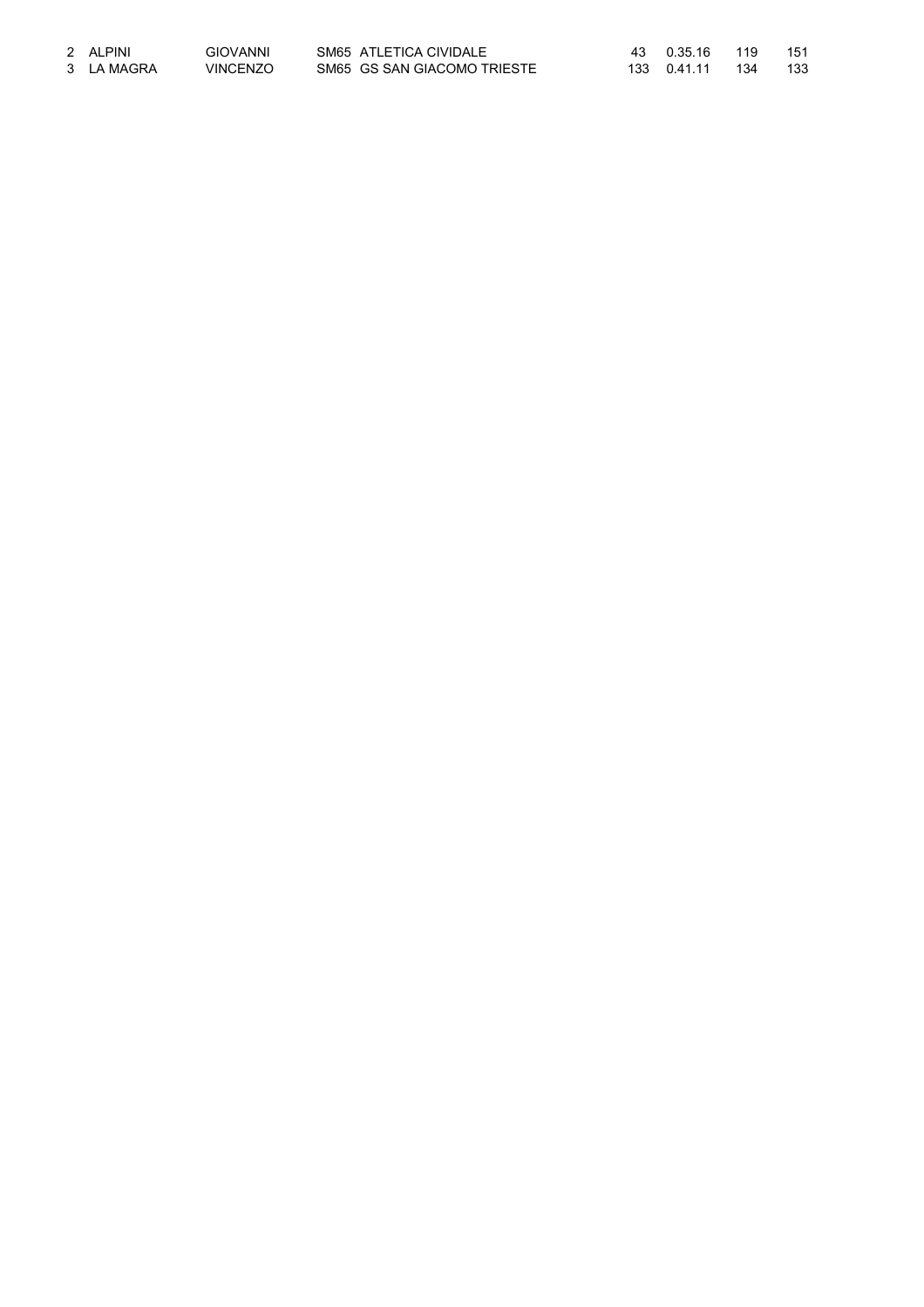| | | | | | | | | |
|---|---|---|---|---|---|---|---|---|
| 2 | ALPINI | GIOVANNI | SM65 | ATLETICA CIVIDALE | 43 | 0.35.16 | 119 | 151 |
| 3 | LA MAGRA | VINCENZO | SM65 | GS SAN GIACOMO TRIESTE | 133 | 0.41.11 | 134 | 133 |